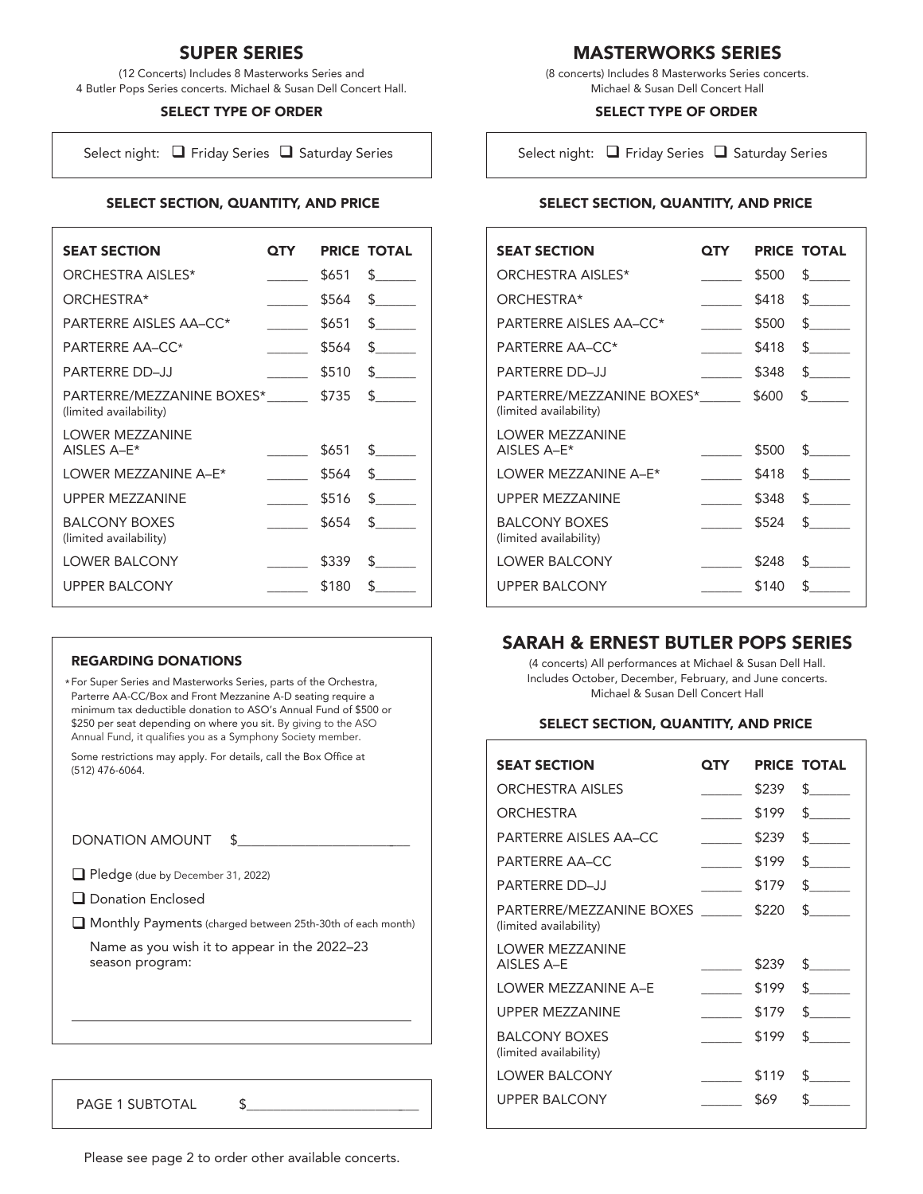## SUPER SERIES

(12 Concerts) Includes 8 Masterworks Series and 4 Butler Pops Series concerts. Michael & Susan Dell Concert Hall.

### SELECT TYPE OF ORDER

Select night: ❑ Friday Series ❑ Saturday Series

### SELECT SECTION, QUANTITY, AND PRICE

| SEAT SECTION | QTY | PRICE | TOTAL |
|---|---|---|---|
| ORCHESTRA AISLES* | ______ | $651 | $______ |
| ORCHESTRA* | ______ | $564 | $______ |
| PARTERRE AISLES AA–CC* | ______ | $651 | $______ |
| PARTERRE AA–CC* | ______ | $564 | $______ |
| PARTERRE DD–JJ | ______ | $510 | $______ |
| PARTERRE/MEZZANINE BOXES* (limited availability) | ______ | $735 | $______ |
| LOWER MEZZANINE AISLES A–E* | ______ | $651 | $______ |
| LOWER MEZZANINE A–E* | ______ | $564 | $______ |
| UPPER MEZZANINE | ______ | $516 | $______ |
| BALCONY BOXES (limited availability) | ______ | $654 | $______ |
| LOWER BALCONY | ______ | $339 | $______ |
| UPPER BALCONY | ______ | $180 | $______ |

### REGARDING DONATIONS

*For Super Series and Masterworks Series, parts of the Orchestra, Parterre AA-CC/Box and Front Mezzanine A-D seating require a minimum tax deductible donation to ASO's Annual Fund of $500 or $250 per seat depending on where you sit. By giving to the ASO Annual Fund, it qualifies you as a Symphony Society member.

Some restrictions may apply. For details, call the Box Office at (512) 476-6064.

DONATION AMOUNT $________________________

❑ Pledge (due by December 31, 2022)

❑ Donation Enclosed

❑ Monthly Payments (charged between 25th-30th of each month)

Name as you wish it to appear in the 2022–23 season program:

________________________________________________

PAGE 1 SUBTOTAL $________________________

## MASTERWORKS SERIES

(8 concerts) Includes 8 Masterworks Series concerts. Michael & Susan Dell Concert Hall

### SELECT TYPE OF ORDER

Select night: ❑ Friday Series ❑ Saturday Series

### SELECT SECTION, QUANTITY, AND PRICE

| SEAT SECTION | QTY | PRICE | TOTAL |
|---|---|---|---|
| ORCHESTRA AISLES* | ______ | $500 | $______ |
| ORCHESTRA* | ______ | $418 | $______ |
| PARTERRE AISLES AA–CC* | ______ | $500 | $______ |
| PARTERRE AA–CC* | ______ | $418 | $______ |
| PARTERRE DD–JJ | ______ | $348 | $______ |
| PARTERRE/MEZZANINE BOXES* (limited availability) | ______ | $600 | $______ |
| LOWER MEZZANINE AISLES A–E* | ______ | $500 | $______ |
| LOWER MEZZANINE A–E* | ______ | $418 | $______ |
| UPPER MEZZANINE | ______ | $348 | $______ |
| BALCONY BOXES (limited availability) | ______ | $524 | $______ |
| LOWER BALCONY | ______ | $248 | $______ |
| UPPER BALCONY | ______ | $140 | $______ |

## SARAH & ERNEST BUTLER POPS SERIES

(4 concerts) All performances at Michael & Susan Dell Hall. Includes October, December, February, and June concerts. Michael & Susan Dell Concert Hall

### SELECT SECTION, QUANTITY, AND PRICE

| SEAT SECTION | QTY | PRICE | TOTAL |
|---|---|---|---|
| ORCHESTRA AISLES | ______ | $239 | $______ |
| ORCHESTRA | ______ | $199 | $______ |
| PARTERRE AISLES AA–CC | ______ | $239 | $______ |
| PARTERRE AA–CC | ______ | $199 | $______ |
| PARTERRE DD–JJ | ______ | $179 | $______ |
| PARTERRE/MEZZANINE BOXES (limited availability) | ______ | $220 | $______ |
| LOWER MEZZANINE AISLES A–E | ______ | $239 | $______ |
| LOWER MEZZANINE A–E | ______ | $199 | $______ |
| UPPER MEZZANINE | ______ | $179 | $______ |
| BALCONY BOXES (limited availability) | ______ | $199 | $______ |
| LOWER BALCONY | ______ | $119 | $______ |
| UPPER BALCONY | ______ | $69 | $______ |

Please see page 2 to order other available concerts.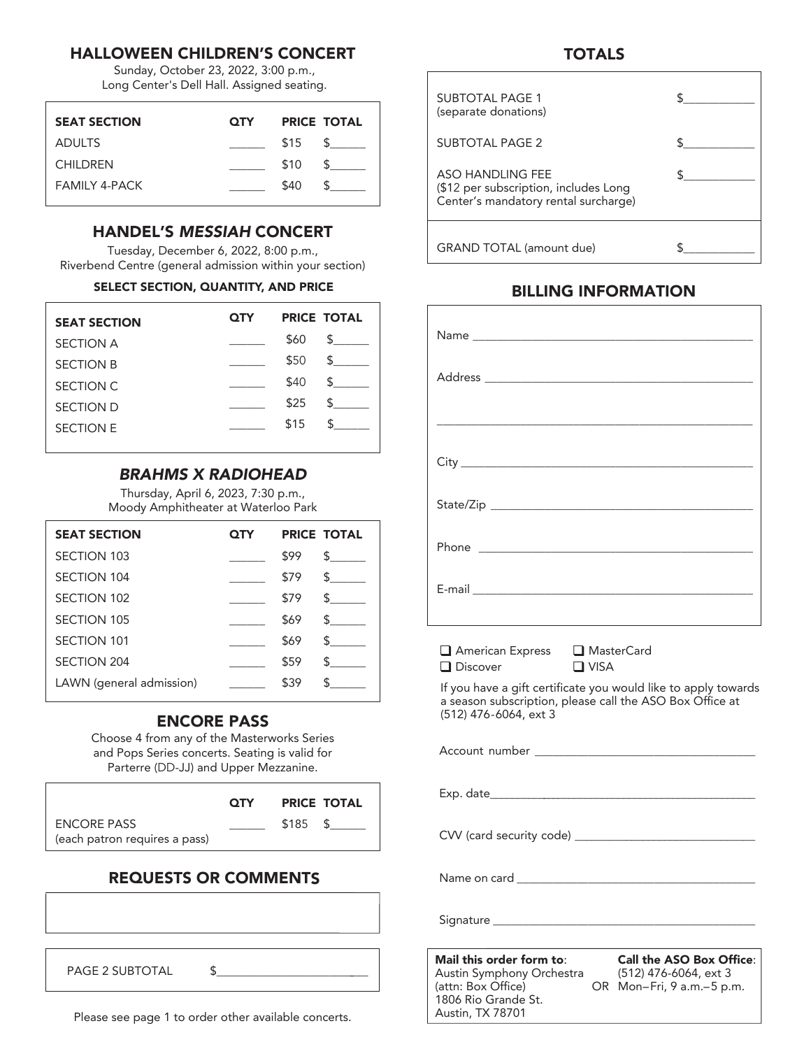## HALLOWEEN CHILDREN'S CONCERT

Sunday, October 23, 2022, 3:00 p.m.,
Long Center's Dell Hall. Assigned seating.

| SEAT SECTION | QTY | PRICE | TOTAL |
|---|---|---|---|
| ADULTS | ______ | $15 | $______ |
| CHILDREN | ______ | $10 | $______ |
| FAMILY 4-PACK | ______ | $40 | $______ |

## HANDEL'S *MESSIAH* CONCERT

Tuesday, December 6, 2022, 8:00 p.m.,
Riverbend Centre (general admission within your section)

**SELECT SECTION, QUANTITY, AND PRICE**

| SEAT SECTION | QTY | PRICE | TOTAL |
|---|---|---|---|
| SECTION A | ______ | $60 | $______ |
| SECTION B | ______ | $50 | $______ |
| SECTION C | ______ | $40 | $______ |
| SECTION D | ______ | $25 | $______ |
| SECTION E | ______ | $15 | $______ |

## *BRAHMS X RADIOHEAD*

Thursday, April 6, 2023, 7:30 p.m.,
Moody Amphitheater at Waterloo Park

| SEAT SECTION | QTY | PRICE | TOTAL |
|---|---|---|---|
| SECTION 103 | ______ | $99 | $______ |
| SECTION 104 | ______ | $79 | $______ |
| SECTION 102 | ______ | $79 | $______ |
| SECTION 105 | ______ | $69 | $______ |
| SECTION 101 | ______ | $69 | $______ |
| SECTION 204 | ______ | $59 | $______ |
| LAWN (general admission) | ______ | $39 | $______ |

## ENCORE PASS

Choose 4 from any of the Masterworks Series and Pops Series concerts. Seating is valid for Parterre (DD-JJ) and Upper Mezzanine.

| | QTY | PRICE | TOTAL |
|---|---|---|---|
| ENCORE PASS (each patron requires a pass) | ______ | $185 | $______ |

## REQUESTS OR COMMENTS

PAGE 2 SUBTOTAL $________________________

Please see page 1 to order other available concerts.

## TOTALS

| | |
|---|---|
| SUBTOTAL PAGE 1 (separate donations) | $___________ |
| SUBTOTAL PAGE 2 | $___________ |
| ASO HANDLING FEE ($12 per subscription, includes Long Center's mandatory rental surcharge) | $___________ |
| GRAND TOTAL (amount due) | $___________ |

## BILLING INFORMATION

Name ______________________________________________

Address ____________________________________________

___________________________________________________

City _______________________________________________

State/Zip ___________________________________________

Phone _____________________________________________

E-mail _____________________________________________

❑ American Express ❑ MasterCard
❑ Discover ❑ VISA

If you have a gift certificate you would like to apply towards a season subscription, please call the ASO Box Office at (512) 476-6064, ext 3

Account number ____________________________________

Exp. date__________________________________________

CVV (card security code) _____________________________

Name on card ______________________________________

Signature _________________________________________

**Mail this order form to**:
Austin Symphony Orchestra
(attn: Box Office)
1806 Rio Grande St.
Austin, TX 78701

OR

**Call the ASO Box Office**:
(512) 476-6064, ext 3
Mon–Fri, 9 a.m.–5 p.m.